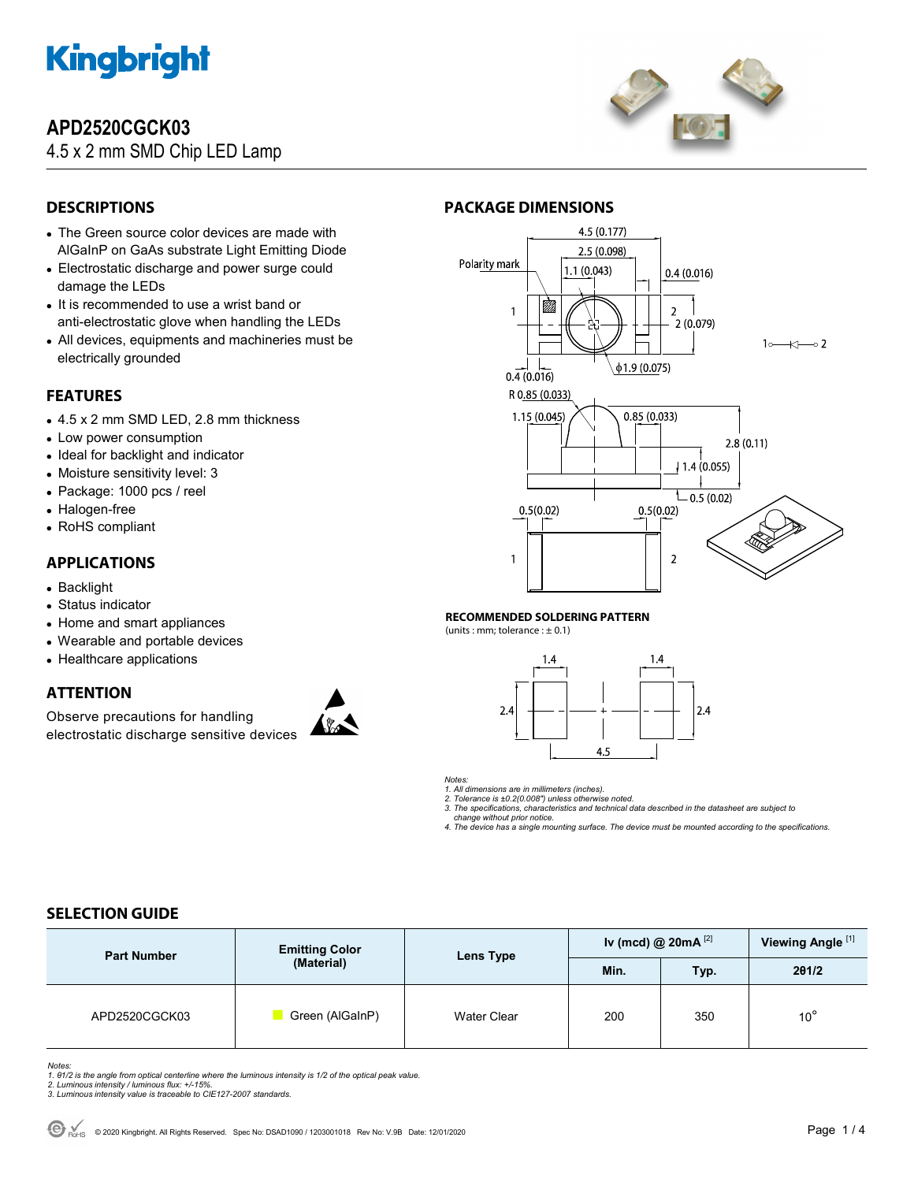# APD2520CGCK03

4.5 x 2 mm SMD Chip LED Lamp

## DESCRIPTIONS

- The Green source color devices are made with AlGaInP on GaAs substrate Light Emitting Diode
- Electrostatic discharge and power surge could damage the LEDs
- It is recommended to use a wrist band or anti-electrostatic glove when handling the LEDs
- All devices, equipments and machineries must be electrically grounded

## FEATURES

- 4.5 x 2 mm SMD LED, 2.8 mm thickness
- Low power consumption
- Ideal for backlight and indicator
- Moisture sensitivity level: 3
- Package: 1000 pcs / reel
- Halogen-free
- RoHS compliant

## APPLICATIONS

- Backlight
- Status indicator
- Home and smart appliances
- Wearable and portable devices
- Healthcare applications

## ATTENTION

Observe precautions for handling electrostatic discharge sensitive devices

## PACKAGE DIMENSIONS

### RECOMMENDED SOLDERING PATTERN

(units : mm; tolerance : ± 0.1)

*Notes:*
*1. All dimensions are in millimeters (inches).*
*2. Tolerance is ±0.2(0.008") unless otherwise noted.*
*3. The specifications, characteristics and technical data described in the datasheet are subject to change without prior notice.*
*4. The device has a single mounting surface. The device must be mounted according to the specifications.*

## SELECTION GUIDE

| Part Number | Emitting Color (Material) | Lens Type | Iv (mcd) @ 20mA [2] | | Viewing Angle [1] |
|---|---|---|---|---|---|
| | | | Min. | Typ. | 2θ1/2 |
| APD2520CGCK03 | Green (AlGaInP) | Water Clear | 200 | 350 | 10° |

*Notes:*
*1. θ1/2 is the angle from optical centerline where the luminous intensity is 1/2 of the optical peak value.*
*2. Luminous intensity / luminous flux: +/-15%.*
*3. Luminous intensity value is traceable to CIE127-2007 standards.*

© 2020 Kingbright. All Rights Reserved. Spec No: DSAD1090 / 1203001018 Rev No: V.9B Date: 12/01/2020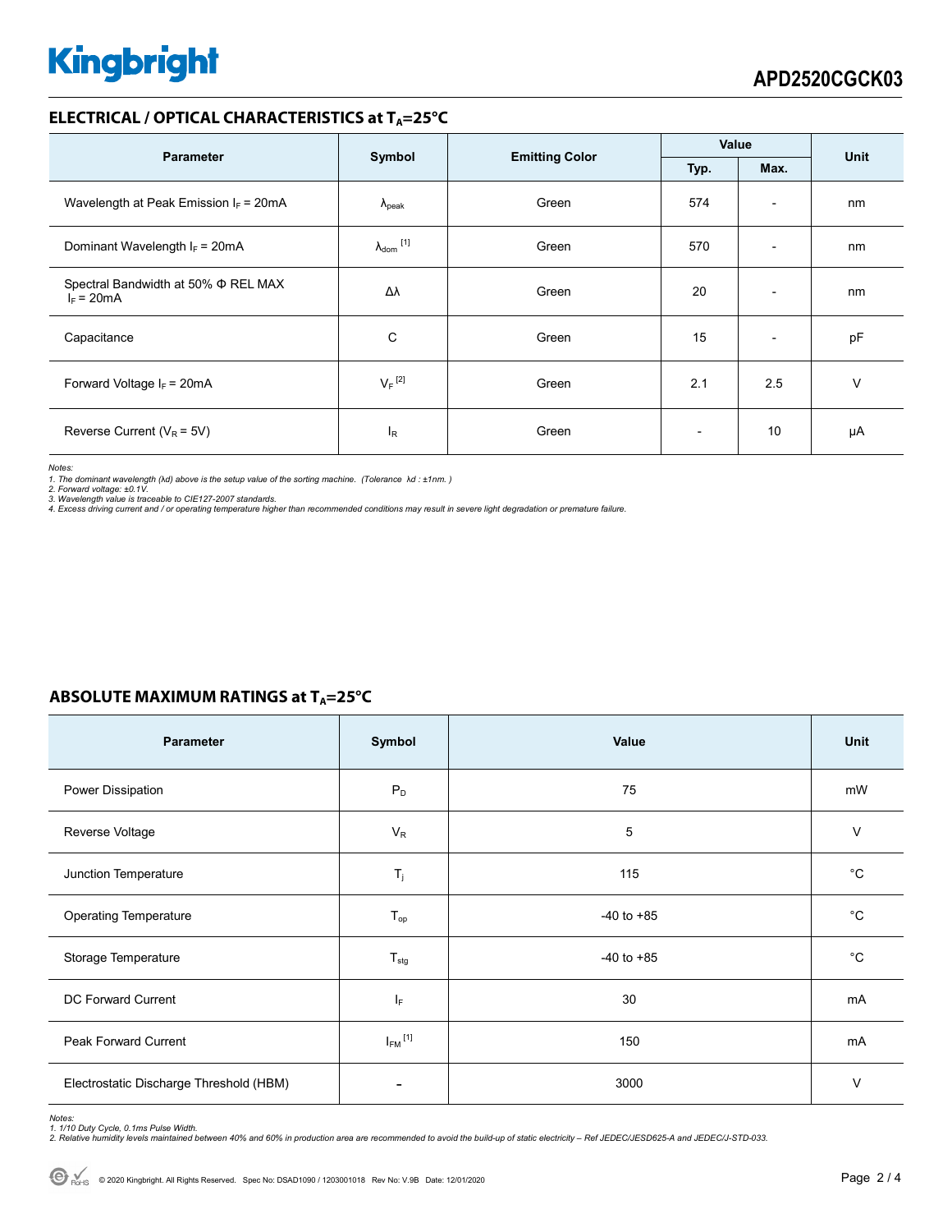## ELECTRICAL / OPTICAL CHARACTERISTICS at $T_A$=25°C

| Parameter | Symbol | Emitting Color | Value | | Unit |
|---|---|---|---|---|---|
| | | | Typ. | Max. | |
| Wavelength at Peak Emission $I_F$ = 20mA | $\lambda_{peak}$ | Green | 574 | - | nm |
| Dominant Wavelength $I_F$ = 20mA | $\lambda_{dom}$ [1] | Green | 570 | - | nm |
| Spectral Bandwidth at 50% Φ REL MAX $I_F$ = 20mA | Δλ | Green | 20 | - | nm |
| Capacitance | C | Green | 15 | - | pF |
| Forward Voltage $I_F$ = 20mA | $V_F$ [2] | Green | 2.1 | 2.5 | V |
| Reverse Current ($V_R$ = 5V) | $I_R$ | Green | - | 10 | μA |

*Notes:*
*1. The dominant wavelength (λd) above is the setup value of the sorting machine. (Tolerance λd : ±1nm. )*
*2. Forward voltage: ±0.1V.*
*3. Wavelength value is traceable to CIE127-2007 standards.*
*4. Excess driving current and / or operating temperature higher than recommended conditions may result in severe light degradation or premature failure.*

## ABSOLUTE MAXIMUM RATINGS at $T_A$=25°C

| Parameter | Symbol | Value | Unit |
|---|---|---|---|
| Power Dissipation | $P_D$ | 75 | mW |
| Reverse Voltage | $V_R$ | 5 | V |
| Junction Temperature | $T_j$ | 115 | °C |
| Operating Temperature | $T_{op}$ | -40 to +85 | °C |
| Storage Temperature | $T_{stg}$ | -40 to +85 | °C |
| DC Forward Current | $I_F$ | 30 | mA |
| Peak Forward Current | $I_{FM}$ [1] | 150 | mA |
| Electrostatic Discharge Threshold (HBM) | - | 3000 | V |

*Notes:*
*1. 1/10 Duty Cycle, 0.1ms Pulse Width.*
*2. Relative humidity levels maintained between 40% and 60% in production area are recommended to avoid the build-up of static electricity – Ref JEDEC/JESD625-A and JEDEC/J-STD-033.*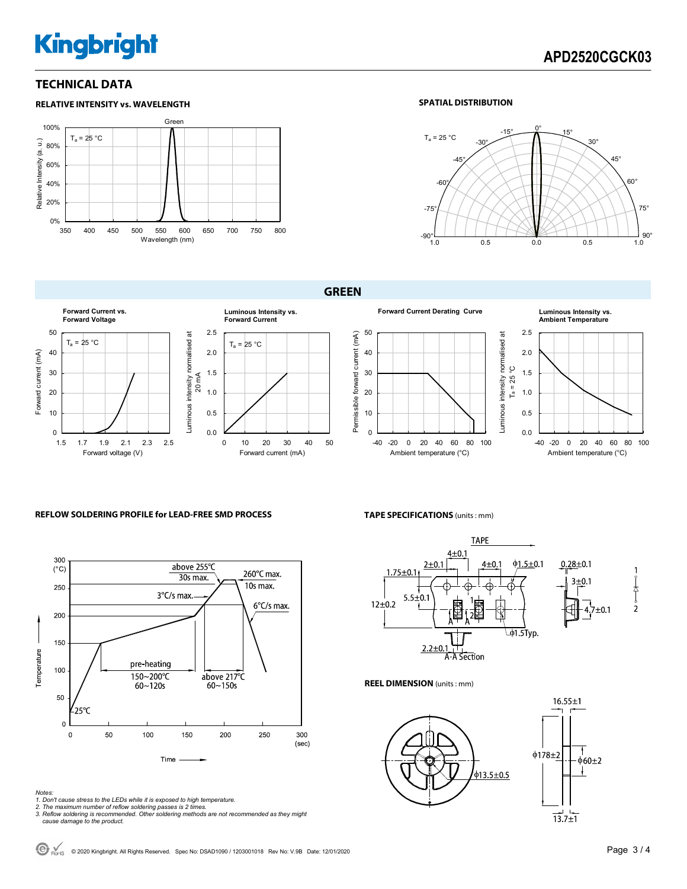## TECHNICAL DATA

### RELATIVE INTENSITY vs. WAVELENGTH

### SPATIAL DISTRIBUTION

## GREEN

**Forward Current vs. Forward Voltage**

**Luminous Intensity vs. Forward Current**

**Forward Current Derating Curve**

**Luminous Intensity vs. Ambient Temperature**

### REFLOW SOLDERING PROFILE for LEAD-FREE SMD PROCESS

### TAPE SPECIFICATIONS (units : mm)

### REEL DIMENSION (units : mm)

*Notes:*
1. *Don't cause stress to the LEDs while it is exposed to high temperature.*
2. *The maximum number of reflow soldering passes is 2 times.*
3. *Reflow soldering is recommended. Other soldering methods are not recommended as they might cause damage to the product.*

© 2020 Kingbright. All Rights Reserved. Spec No: DSAD1090 / 1203001018 Rev No: V.9B Date: 12/01/2020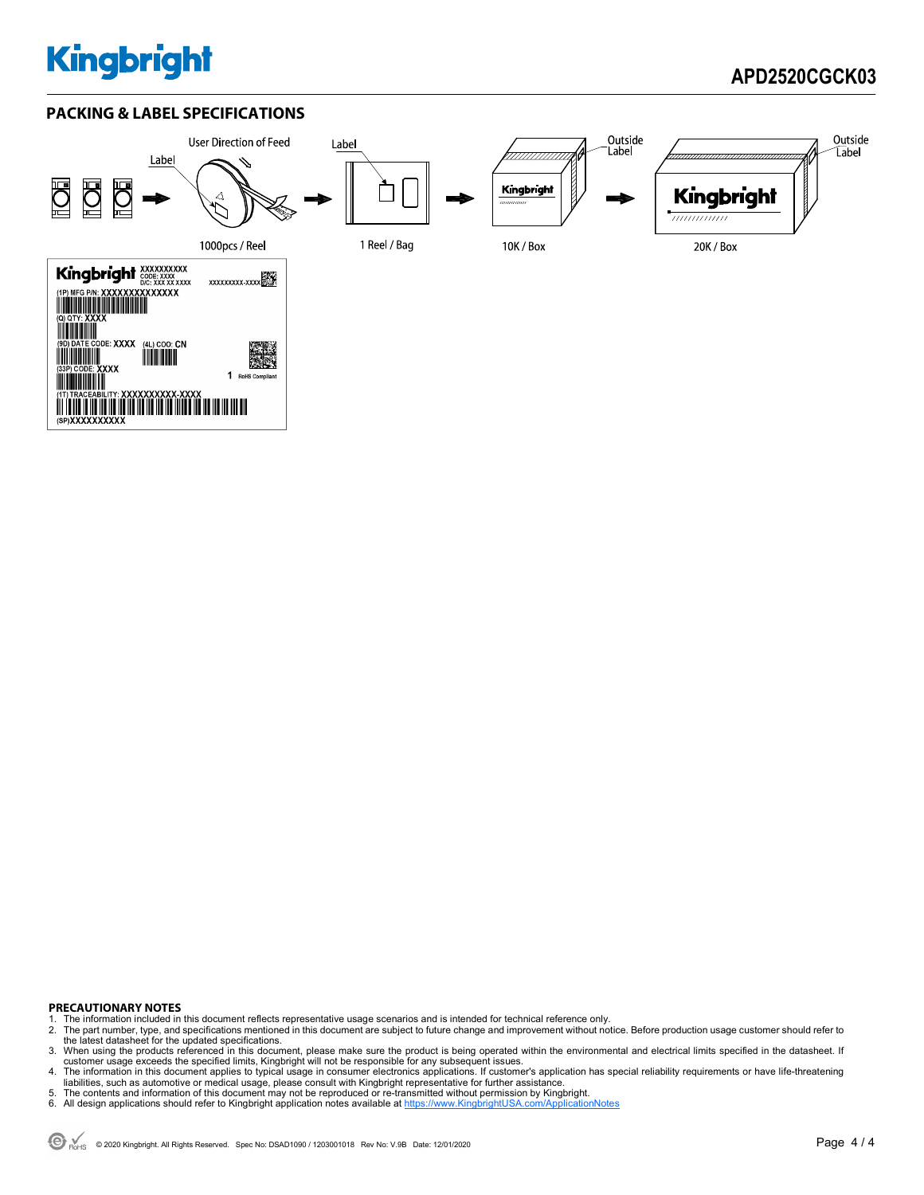## PACKING & LABEL SPECIFICATIONS

User Direction of Feed

Label

Label

Outside Label

Outside Label

1000pcs / Reel

1 Reel / Bag

10K / Box

20K / Box

Kingbright XXXXXXXXXX
CODE: XXXX
D/C: XXX XX XXXX
XXXXXXXXX-XXXX
(1P) MFG P/N: XXXXXXXXXXXXXX
(Q) QTY: XXXX
(9D) DATE CODE: XXXX (4L) COO: CN
(33P) CODE: XXXX
1 RoHS Compliant
(1T) TRACEABILITY: XXXXXXXXXX-XXXX
(SP)XXXXXXXXXX

### PRECAUTIONARY NOTES

1. The information included in this document reflects representative usage scenarios and is intended for technical reference only.
2. The part number, type, and specifications mentioned in this document are subject to future change and improvement without notice. Before production usage customer should refer to the latest datasheet for the updated specifications.
3. When using the products referenced in this document, please make sure the product is being operated within the environmental and electrical limits specified in the datasheet. If customer usage exceeds the specified limits, Kingbright will not be responsible for any subsequent issues.
4. The information in this document applies to typical usage in consumer electronics applications. If customer's application has special reliability requirements or have life-threatening liabilities, such as automotive or medical usage, please consult with Kingbright representative for further assistance.
5. The contents and information of this document may not be reproduced or re-transmitted without permission by Kingbright.
6. All design applications should refer to Kingbright application notes available at https://www.KingbrightUSA.com/ApplicationNotes